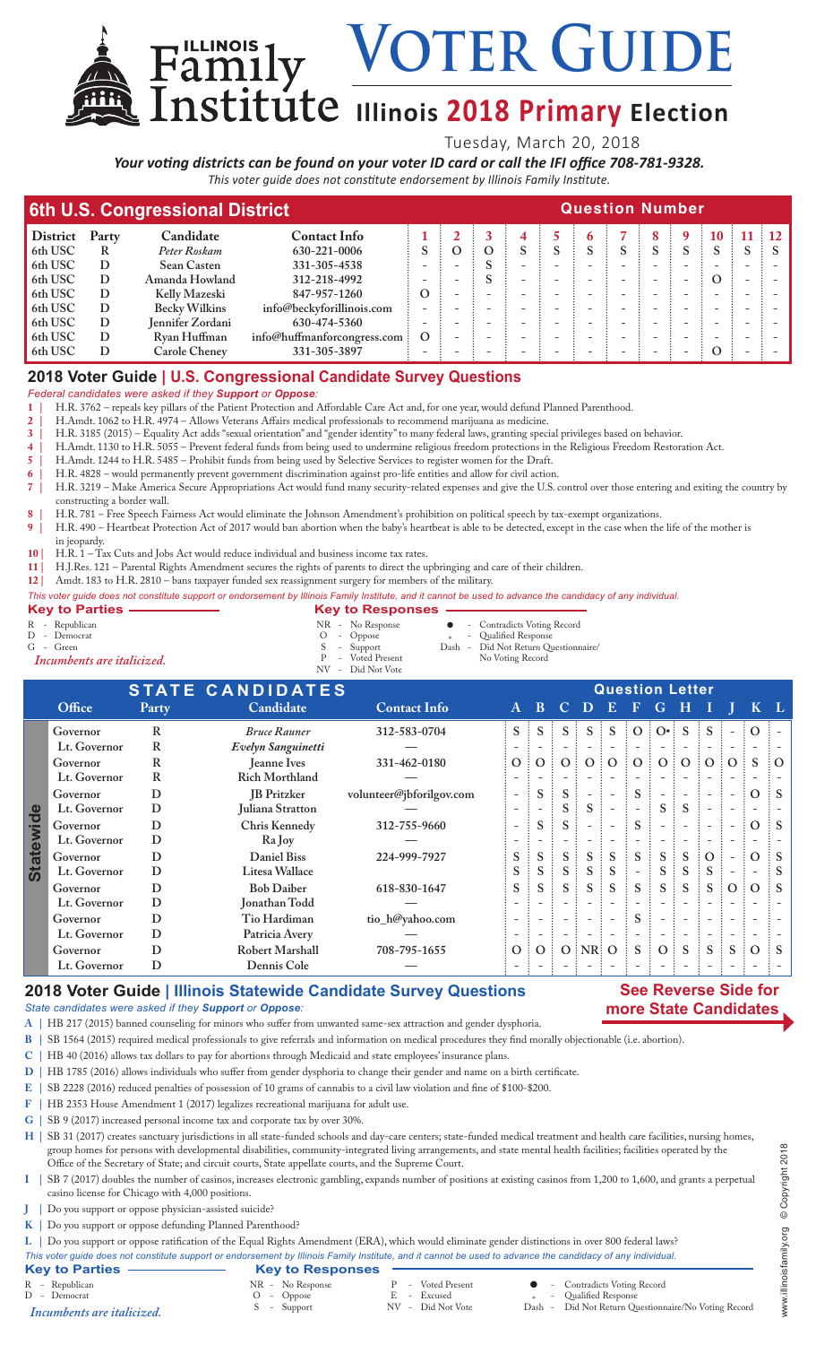# Illinois Family Institute VOTER GUIDE

## Illinois 2018 Primary Election

Tuesday, March 20, 2018

***Your voting districts can be found on your voter ID card or call the IFI office 708-781-9328.***

*This voter guide does not constitute endorsement by Illinois Family Institute.*

## 6th U.S. Congressional District

| District | Party | Candidate | Contact Info | 1 | 2 | 3 | 4 | 5 | 6 | 7 | 8 | 9 | 10 | 11 | 12 |
|---|---|---|---|---|---|---|---|---|---|---|---|---|---|---|---|
| 6th USC | R | *Peter Roskam* | 630-221-0006 | S | O | O | S | S | S | S | S | S | S | S | S |
| 6th USC | D | Sean Casten | 331-305-4538 | - | - | S | - | - | - | - | - | - | - | - | - |
| 6th USC | D | Amanda Howland | 312-218-4992 | - | - | S | - | - | - | - | - | - | O | - | - |
| 6th USC | D | Kelly Mazeski | 847-957-1260 | O | - | - | - | - | - | - | - | - | - | - | - |
| 6th USC | D | Becky Wilkins | info@beckyforillinois.com | - | - | - | - | - | - | - | - | - | - | - | - |
| 6th USC | D | Jennifer Zordani | 630-474-5360 | - | - | - | - | - | - | - | - | - | - | - | - |
| 6th USC | D | Ryan Huffman | info@huffmanforcongress.com | O | - | - | - | - | - | - | - | - | - | - | - |
| 6th USC | D | Carole Cheney | 331-305-3897 | - | - | - | - | - | - | - | - | - | O | - | - |

## 2018 Voter Guide | U.S. Congressional Candidate Survey Questions

*Federal candidates were asked if they **Support** or **Oppose**:*

1 | H.R. 3762 – repeals key pillars of the Patient Protection and Affordable Care Act and, for one year, would defund Planned Parenthood.
2 | H.Amdt. 1062 to H.R. 4974 – Allows Veterans Affairs medical professionals to recommend marijuana as medicine.
3 | H.R. 3185 (2015) – Equality Act adds "sexual orientation" and "gender identity" to many federal laws, granting special privileges based on behavior.
4 | H.Amdt. 1130 to H.R. 5055 – Prevent federal funds from being used to undermine religious freedom protections in the Religious Freedom Restoration Act.
5 | H.Amdt. 1244 to H.R. 5485 – Prohibit funds from being used by Selective Services to register women for the Draft.
6 | H.R. 4828 – would permanently prevent government discrimination against pro-life entities and allow for civil action.
7 | H.R. 3219 – Make America Secure Appropriations Act would fund many security-related expenses and give the U.S. control over those entering and exiting the country by constructing a border wall.
8 | H.R. 781 – Free Speech Fairness Act would eliminate the Johnson Amendment's prohibition on political speech by tax-exempt organizations.
9 | H.R. 490 – Heartbeat Protection Act of 2017 would ban abortion when the baby's heartbeat is able to be detected, except in the case when the life of the mother is in jeopardy.
10 | H.R. 1 – Tax Cuts and Jobs Act would reduce individual and business income tax rates.
11 | H.J.Res. 121 – Parental Rights Amendment secures the rights of parents to direct the upbringing and care of their children.
12 | Amdt. 183 to H.R. 2810 – bans taxpayer funded sex reassignment surgery for members of the military.

*This voter guide does not constitute support or endorsement by Illinois Family Institute, and it cannot be used to advance the candidacy of any individual.*

**Key to Parties**
R - Republican
D - Democrat
G - Green
*Incumbents are italicized.*

**Key to Responses**
NR - No Response
O - Oppose
S - Support
P - Voted Present
NV - Did Not Vote
● - Contradicts Voting Record
* - Qualified Response
Dash - Did Not Return Questionnaire/ No Voting Record

## STATE CANDIDATES

| | Office | Party | Candidate | Contact Info | A | B | C | D | E | F | G | H | I | J | K | L |
|---|---|---|---|---|---|---|---|---|---|---|---|---|---|---|---|---|
| Statewide | Governor | R | *Bruce Rauner* | 312-583-0704 | S | S | S | S | S | O | O● | S | S | - | O | - |
| | Lt. Governor | R | *Evelyn Sanguinetti* | — | - | - | - | - | - | - | - | - | - | - | - | - |
| | Governor | R | Jeanne Ives | 331-462-0180 | O | O | O | O | O | O | O | O | O | O | S | O |
| | Lt. Governor | R | Rich Morthland | — | - | - | - | - | - | - | - | - | - | - | - | - |
| | Governor | D | JB Pritzker | volunteer@jbforilgov.com | - | S | S | - | - | S | - | - | - | - | O | S |
| | Lt. Governor | D | Juliana Stratton | — | - | - | S | S | - | - | S | S | - | - | - | - |
| | Governor | D | Chris Kennedy | 312-755-9660 | - | S | S | - | - | S | - | - | - | - | O | S |
| | Lt. Governor | D | Ra Joy | — | - | - | - | - | - | - | - | - | - | - | - | - |
| | Governor | D | Daniel Biss | 224-999-7927 | S | S | S | S | S | S | S | S | O | - | O | S |
| | Lt. Governor | D | Litesa Wallace | | S | S | S | S | S | - | S | S | S | - | - | S |
| | Governor | D | Bob Daiber | 618-830-1647 | S | S | S | S | S | S | S | S | S | O | O | S |
| | Lt. Governor | D | Jonathan Todd | — | - | - | - | - | - | - | - | - | - | - | - | - |
| | Governor | D | Tio Hardiman | tio_h@yahoo.com | - | - | - | - | - | S | - | - | - | - | - | - |
| | Lt. Governor | D | Patricia Avery | — | - | - | - | - | - | - | - | - | - | - | - | - |
| | Governor | D | Robert Marshall | 708-795-1655 | O | O | O | NR | O | S | O | S | S | S | O | S |
| | Lt. Governor | D | Dennis Cole | — | - | - | - | - | - | - | - | - | - | - | - | - |

## 2018 Voter Guide | Illinois Statewide Candidate Survey Questions

**See Reverse Side for more State Candidates**

*State candidates were asked if they **Support** or **Oppose**:*

A | HB 217 (2015) banned counseling for minors who suffer from unwanted same-sex attraction and gender dysphoria.
B | SB 1564 (2015) required medical professionals to give referrals and information on medical procedures they find morally objectionable (i.e. abortion).
C | HB 40 (2016) allows tax dollars to pay for abortions through Medicaid and state employees' insurance plans.
D | HB 1785 (2016) allows individuals who suffer from gender dysphoria to change their gender and name on a birth certificate.
E | SB 2228 (2016) reduced penalties of possession of 10 grams of cannabis to a civil law violation and fine of $100-$200.
F | HB 2353 House Amendment 1 (2017) legalizes recreational marijuana for adult use.
G | SB 9 (2017) increased personal income tax and corporate tax by over 30%.
H | SB 31 (2017) creates sanctuary jurisdictions in all state-funded schools and day-care centers; state-funded medical treatment and health care facilities, nursing homes, group homes for persons with developmental disabilities, community-integrated living arrangements, and state mental health facilities; facilities operated by the Office of the Secretary of State; and circuit courts, State appellate courts, and the Supreme Court.
I | SB 7 (2017) doubles the number of casinos, increases electronic gambling, expands number of positions at existing casinos from 1,200 to 1,600, and grants a perpetual casino license for Chicago with 4,000 positions.
J | Do you support or oppose physician-assisted suicide?
K | Do you support or oppose defunding Planned Parenthood?
L | Do you support or oppose ratification of the Equal Rights Amendment (ERA), which would eliminate gender distinctions in over 800 federal laws?

*This voter guide does not constitute support or endorsement by Illinois Family Institute, and it cannot be used to advance the candidacy of any individual.*

**Key to Parties**
R - Republican
D - Democrat
*Incumbents are italicized.*

**Key to Responses**
NR - No Response
O - Oppose
S - Support
P - Voted Present
E - Excused
NV - Did Not Vote
● - Contradicts Voting Record
* - Qualified Response
Dash - Did Not Return Questionnaire/No Voting Record

www.illinoisfamily.org © Copyright 2018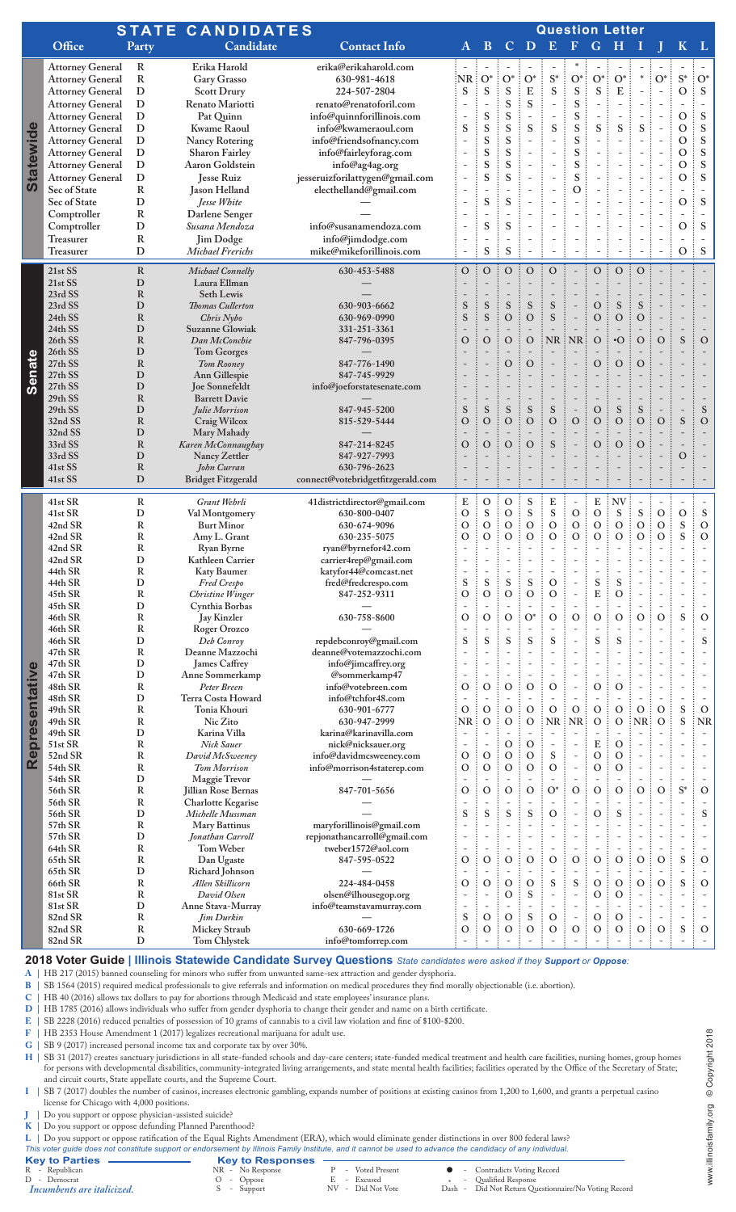## STATE CANDIDATES

| | Office | Party | Candidate | Contact Info | A | B | C | D | E | F | G | H | I | J | K | L |
|---|---|---|---|---|---|---|---|---|---|---|---|---|---|---|---|---|
| **Statewide** | Attorney General | R | Erika Harold | erika@erikaharold.com | - | - | - | - | - | * | - | - | - | - | - | - |
| | Attorney General | R | Gary Grasso | 630-981-4618 | NR | O* | O* | O* | S* | O* | O* | O* | * | O* | S* | O* |
| | Attorney General | D | Scott Drury | 224-507-2804 | S | S | S | E | S | S | S | E | - | - | O | S |
| | Attorney General | D | Renato Mariotti | renato@renatoforil.com | - | - | S | S | - | S | - | - | - | - | - | - |
| | Attorney General | D | Pat Quinn | info@quinnforillinois.com | - | S | S | S | - | S | - | - | - | - | O | S |
| | Attorney General | D | Kwame Raoul | info@kwameraoul.com | S | S | S | S | S | S | S | S | S | - | O | S |
| | Attorney General | D | Nancy Rotering | info@friendsofnancy.com | - | S | S | - | - | S | - | - | - | - | O | S |
| | Attorney General | D | Sharon Fairley | info@fairleyforag.com | - | S | S | - | - | S | - | - | - | - | O | S |
| | Attorney General | D | Aaron Goldstein | info@ag4ag.org | - | S | S | - | - | S | - | - | - | - | O | S |
| | Attorney General | D | Jesse Ruiz | jesseruizforilattygen@gmail.com | - | S | S | - | - | S | - | - | - | - | O | S |
| | Sec of State | R | Jason Helland | electhelland@gmail.com | - | - | - | - | - | O | - | - | - | - | - | - |
| | Sec of State | D | *Jesse White* | — | - | S | S | - | - | - | - | - | - | - | O | S |
| | Comptroller | R | Darlene Senger | | - | - | - | - | - | - | - | - | - | - | - | - |
| | Comptroller | D | *Susana Mendoza* | info@susanamendoza.com | - | S | S | - | - | - | - | - | - | - | O | S |
| | Treasurer | R | Jim Dodge | info@jimdodge.com | - | - | - | - | - | - | - | - | - | - | - | - |
| | Treasurer | D | *Michael Frerichs* | mike@frerichsforillinois.com | - | S | S | - | - | - | - | - | - | - | O | S |
| **Senate** | 21st SS | R | *Michael Connelly* | 630-453-5488 | O | O | O | O | O | - | O | O | O | - | - | - |
| | 21st SS | D | Laura Ellman | — | - | - | - | - | - | - | - | - | - | - | - | - |
| | 23rd SS | R | Seth Lewis | — | - | - | - | - | - | - | - | - | - | - | - | - |
| | 23rd SS | D | *Thomas Cullerton* | 630-903-6662 | S | S | S | S | S | - | O | S | S | - | - | - |
| | 24th SS | R | *Chris Nybo* | 630-969-0990 | S | S | O | O | S | - | O | O | O | - | - | - |
| | 24th SS | D | Suzanne Glowiak | 331-251-3361 | - | - | - | - | - | - | - | - | - | - | - | - |
| | 26th SS | R | *Dan McConchie* | 847-796-0395 | O | O | O | O | NR | NR | O | •O | O | O | S | O |
| | 26th SS | D | Tom Georges | — | - | - | - | - | - | - | - | - | - | - | - | - |
| | 27th SS | R | *Tom Rooney* | 847-776-1490 | - | - | O | O | - | - | O | O | O | - | - | - |
| | 27th SS | D | Ann Gillespie | 847-745-9929 | - | - | - | - | - | - | - | - | - | - | - | - |
| | 27th SS | D | Joe Sonnefeldt | info@joeforstatesenate.com | - | - | - | - | - | - | - | - | - | - | - | - |
| | 29th SS | R | Barrett Davie | — | - | - | - | - | - | - | - | - | - | - | - | - |
| | 29th SS | D | *Julie Morrison* | 847-945-5200 | S | S | S | S | S | - | O | S | S | - | - | S |
| | 32nd SS | R | *Craig Wilcox* | 815-529-5444 | O | O | O | O | O | O | O | O | O | O | S | O |
| | 32nd SS | D | Mary Mahady | — | - | - | - | - | - | - | - | - | - | - | - | - |
| | 33rd SS | R | *Karen McConnaughay* | 847-214-8245 | O | O | O | O | S | - | O | O | O | - | - | - |
| | 33rd SS | D | Nancy Zettler | 847-927-7993 | - | - | - | - | - | - | - | - | - | - | O | - |
| | 41st SS | R | *John Curran* | 630-796-2623 | - | - | - | - | - | - | - | - | - | - | - | - |
| | 41st SS | D | Bridget Fitzgerald | connect@votebridgetfitzgerald.com | - | - | - | - | - | - | - | - | - | - | - | - |
| **Representative** | 41st SR | R | Grant Wehrli | 41districtdirector@gmail.com | E | O | O | S | E | - | E | NV | - | - | - | - |
| | 41st SR | D | Val Montgomery | 630-800-0407 | O | S | O | S | S | O | O | S | S | O | O | S |
| | 42nd SR | R | Burt Minor | 630-674-9096 | O | O | O | O | O | O | O | O | O | O | S | O |
| | 42nd SR | R | Amy L. Grant | 630-235-5075 | O | O | O | O | O | O | O | O | O | O | S | O |
| | 42nd SR | R | Ryan Byrne | ryan@byrnefor42.com | - | - | - | - | - | - | - | - | - | - | - | - |
| | 42nd SR | D | Kathleen Carrier | carrier4rep@gmail.com | - | - | - | - | - | - | - | - | - | - | - | - |
| | 44th SR | R | Katy Baumer | katyfor44@comcast.net | - | - | - | - | - | - | - | - | - | - | - | - |
| | 44th SR | D | *Fred Crespo* | fred@fredcrespo.com | S | S | S | S | O | - | S | S | - | - | - | - |
| | 45th SR | R | *Christine Winger* | 847-252-9311 | O | O | O | O | O | - | E | O | - | - | - | - |
| | 45th SR | D | Cynthia Borbas | — | - | - | - | - | - | - | - | - | - | - | - | - |
| | 46th SR | R | Jay Kinzler | 630-758-8600 | O | O | O | O* | O | O | O | O | O | O | S | O |
| | 46th SR | R | Roger Orozco | — | - | - | - | - | - | - | - | - | - | - | - | - |
| | 46th SR | D | *Deb Conroy* | repdebconroy@gmail.com | S | S | S | S | S | - | S | S | - | - | - | S |
| | 47th SR | R | Deanne Mazzochi | deanne@votemazzochi.com | - | - | - | - | - | - | - | - | - | - | - | - |
| | 47th SR | D | James Caffrey | info@jimcaffrey.org | - | - | - | - | - | - | - | - | - | - | - | - |
| | 47th SR | D | Anne Sommerkamp | @sommerkamp47 | - | - | - | - | - | - | - | - | - | - | - | - |
| | 48th SR | R | *Peter Breen* | info@votebreen.com | O | O | O | O | O | - | O | O | - | - | - | - |
| | 48th SR | D | Terra Costa Howard | info@tchfor48.com | - | - | - | - | - | - | - | - | - | - | - | - |
| | 49th SR | R | Tonia Khouri | 630-901-6777 | O | O | O | O | O | O | O | O | O | O | S | O |
| | 49th SR | R | Nic Zito | 630-947-2999 | NR | O | O | O | NR | NR | O | O | NR | O | S | NR |
| | 49th SR | D | Karina Villa | karina@karinavilla.com | - | - | - | - | - | - | - | - | - | - | - | - |
| | 51st SR | R | *Nick Sauer* | nick@nicksauer.org | - | - | O | O | - | - | E | O | - | - | - | - |
| | 52nd SR | R | *David McSweeney* | info@davidmcsweeney.com | O | O | O | O | S | - | O | O | - | - | - | - |
| | 54th SR | R | *Tom Morrison* | info@morrison4staterep.com | O | O | O | O | O | - | O | O | - | - | - | - |
| | 54th SR | D | Maggie Trevor | — | - | - | - | - | - | - | - | - | - | - | - | - |
| | 56th SR | R | Jillian Rose Bernas | 847-701-5656 | O | O | O | O | O* | O | O | O | O | O | S* | O |
| | 56th SR | R | Charlotte Kegarise | — | - | - | - | - | - | - | - | - | - | - | - | - |
| | 56th SR | D | *Michelle Mussman* | — | S | S | S | S | O | - | O | S | - | - | - | S |
| | 57th SR | R | Mary Battinus | maryforillinois@gmail.com | - | - | - | - | - | - | - | - | - | - | - | - |
| | 57th SR | D | *Jonathan Carroll* | repjonathancarroll@gmail.com | - | - | - | - | - | - | - | - | - | - | - | - |
| | 64th SR | R | Tom Weber | tweber1572@aol.com | - | - | - | - | - | - | - | - | - | - | - | - |
| | 65th SR | R | Dan Ugaste | 847-595-0522 | O | O | O | O | O | O | O | O | O | O | S | O |
| | 65th SR | D | Richard Johnson | — | - | - | - | - | - | - | - | - | - | - | - | - |
| | 66th SR | R | *Allen Skillicorn* | 224-484-0458 | O | O | O | O | S | S | O | O | O | O | S | O |
| | 81st SR | R | *David Olsen* | olsen@ilhousegop.org | - | - | O | S | - | - | O | O | - | - | - | - |
| | 81st SR | D | Anne Stava-Murray | info@teamstavamurray.com | - | - | - | - | - | - | - | - | - | - | - | - |
| | 82nd SR | R | *Jim Durkin* | — | S | O | O | S | O | - | O | O | - | - | - | - |
| | 82nd SR | R | Mickey Straub | 630-669-1726 | O | O | O | O | O | O | O | O | O | O | S | O |
| | 82nd SR | D | Tom Chlystek | info@tomforrep.com | - | - | - | - | - | - | - | - | - | - | - | - |

## 2018 Voter Guide | Illinois Statewide Candidate Survey Questions *State candidates were asked if they Support or Oppose:*

**A** | HB 217 (2015) banned counseling for minors who suffer from unwanted same-sex attraction and gender dysphoria.

**B** | SB 1564 (2015) required medical professionals to give referrals and information on medical procedures they find morally objectionable (i.e. abortion).

**C** | HB 40 (2016) allows tax dollars to pay for abortions through Medicaid and state employees' insurance plans.

**D** | HB 1785 (2016) allows individuals who suffer from gender dysphoria to change their gender and name on a birth certificate.

**E** | SB 2228 (2016) reduced penalties of possession of 10 grams of cannabis to a civil law violation and fine of $100-$200.

**F** | HB 2353 House Amendment 1 (2017) legalizes recreational marijuana for adult use.

**G** | SB 9 (2017) increased personal income tax and corporate tax by over 30%.

**H** | SB 31 (2017) creates sanctuary jurisdictions in all state-funded schools and day-care centers; state-funded medical treatment and health care facilities, nursing homes, group homes for persons with developmental disabilities, community-integrated living arrangements, and state mental health facilities; facilities operated by the Office of the Secretary of State; and circuit courts, State appellate courts, and the Supreme Court.

**I** | SB 7 (2017) doubles the number of casinos, increases electronic gambling, expands number of positions at existing casinos from 1,200 to 1,600, and grants a perpetual casino license for Chicago with 4,000 positions.

**J** | Do you support or oppose physician-assisted suicide?

**K** | Do you support or oppose defunding Planned Parenthood?

**L** | Do you support or oppose ratification of the Equal Rights Amendment (ERA), which would eliminate gender distinctions in over 800 federal laws?

*This voter guide does not constitute support or endorsement by Illinois Family Institute, and it cannot be used to advance the candidacy of any individual.*

**Key to Parties**
- R - Republican
- D - Democrat
- *Incumbents are italicized.*

**Key to Responses**
- NR - No Response
- O - Oppose
- S - Support
- P - Voted Present
- E - Excused
- NV - Did Not Vote
- ● - Contradicts Voting Record
- * - Qualified Response
- Dash - Did Not Return Questionnaire/No Voting Record

www.illinoisfamily.org © Copyright 2018